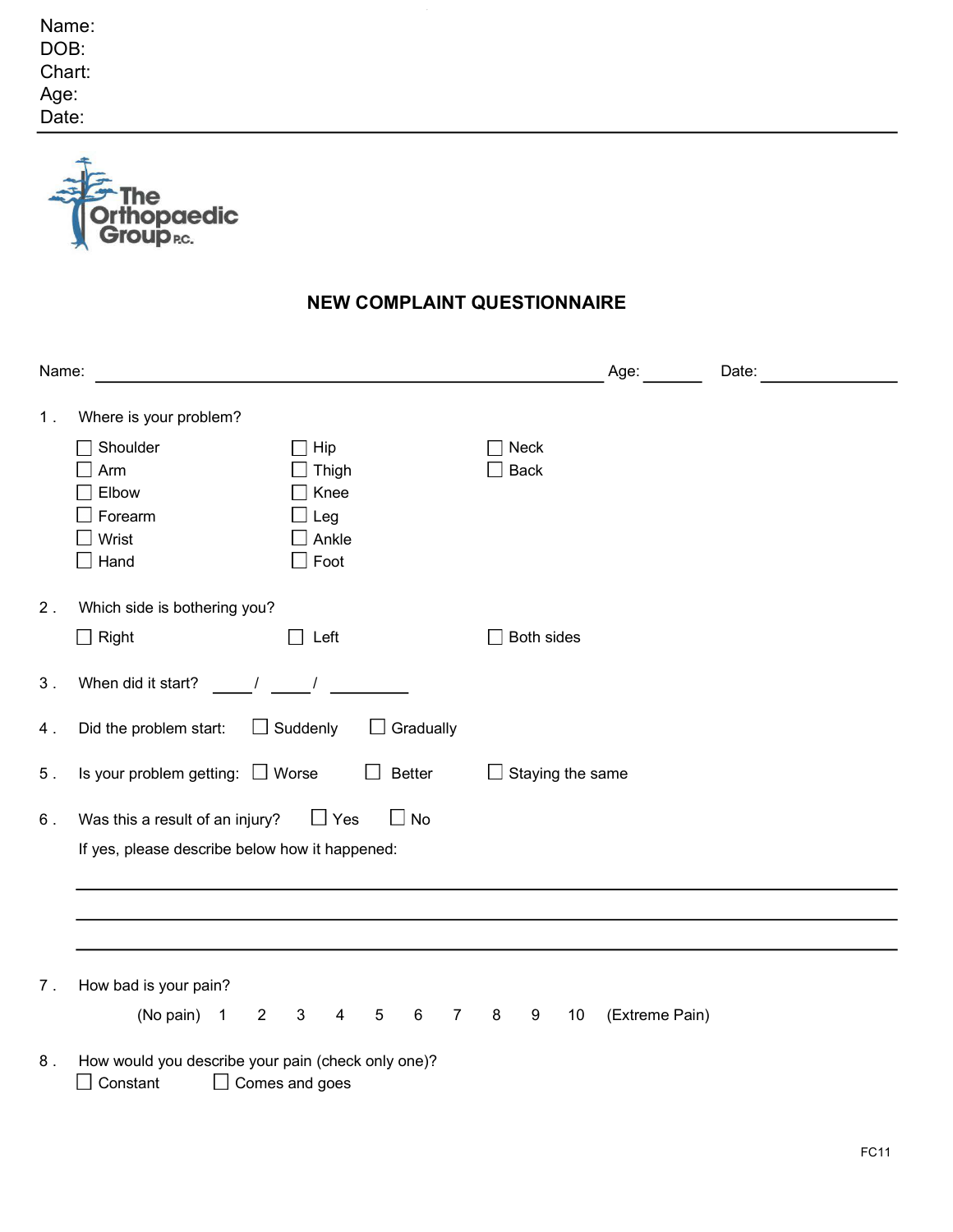Name:
DOB:
Chart:
Age:
Date:

---

The Orthopaedic Group P.C.

## NEW COMPLAINT QUESTIONNAIRE

Name: ______________________________ Age: _______ Date: _______________

1. Where is your problem?

   ☐ Shoulder ☐ Hip ☐ Neck
   ☐ Arm ☐ Thigh ☐ Back
   ☐ Elbow ☐ Knee
   ☐ Forearm ☐ Leg
   ☐ Wrist ☐ Ankle
   ☐ Hand ☐ Foot

2. Which side is bothering you?

   ☐ Right ☐ Left ☐ Both sides

3. When did it start? _____/ _____/ _________

4. Did the problem start: ☐ Suddenly ☐ Gradually

5. Is your problem getting: ☐ Worse ☐ Better ☐ Staying the same

6. Was this a result of an injury? ☐ Yes ☐ No

   If yes, please describe below how it happened:

   ______________________________________________________________

   ______________________________________________________________

   ______________________________________________________________

7. How bad is your pain?

   (No pain) 1 2 3 4 5 6 7 8 9 10 (Extreme Pain)

8. How would you describe your pain (check only one)?

   ☐ Constant ☐ Comes and goes

FC11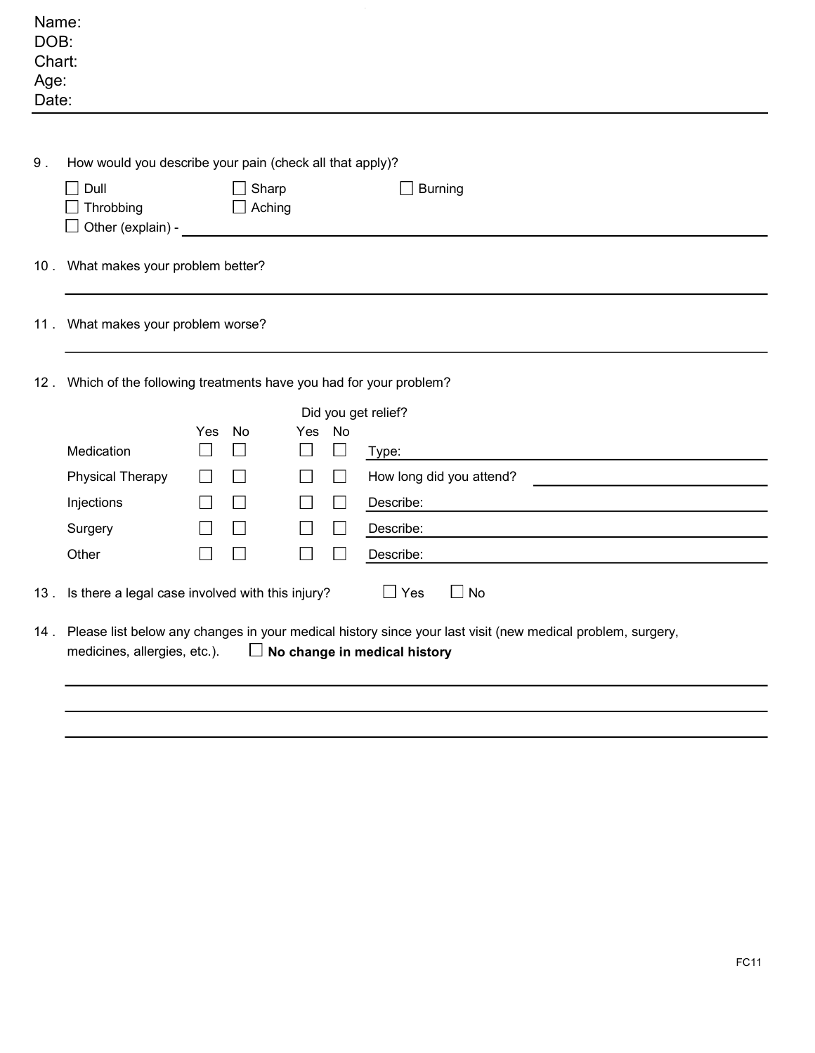Name:
DOB:
Chart:
Age:
Date:

---

9. How would you describe your pain (check all that apply)?

☐ Dull ☐ Sharp ☐ Burning
☐ Throbbing ☐ Aching
☐ Other (explain) - ______________________________

10. What makes your problem better?

______________________________

11. What makes your problem worse?

______________________________

12. Which of the following treatments have you had for your problem?

| | Yes | No | Did you get relief? Yes | No | |
|---|---|---|---|---|---|
| Medication | ☐ | ☐ | ☐ | ☐ | Type: |
| Physical Therapy | ☐ | ☐ | ☐ | ☐ | How long did you attend? |
| Injections | ☐ | ☐ | ☐ | ☐ | Describe: |
| Surgery | ☐ | ☐ | ☐ | ☐ | Describe: |
| Other | ☐ | ☐ | ☐ | ☐ | Describe: |

13. Is there a legal case involved with this injury? ☐ Yes ☐ No

14. Please list below any changes in your medical history since your last visit (new medical problem, surgery, medicines, allergies, etc.). ☐ **No change in medical history**

______________________________

______________________________

______________________________

FC11